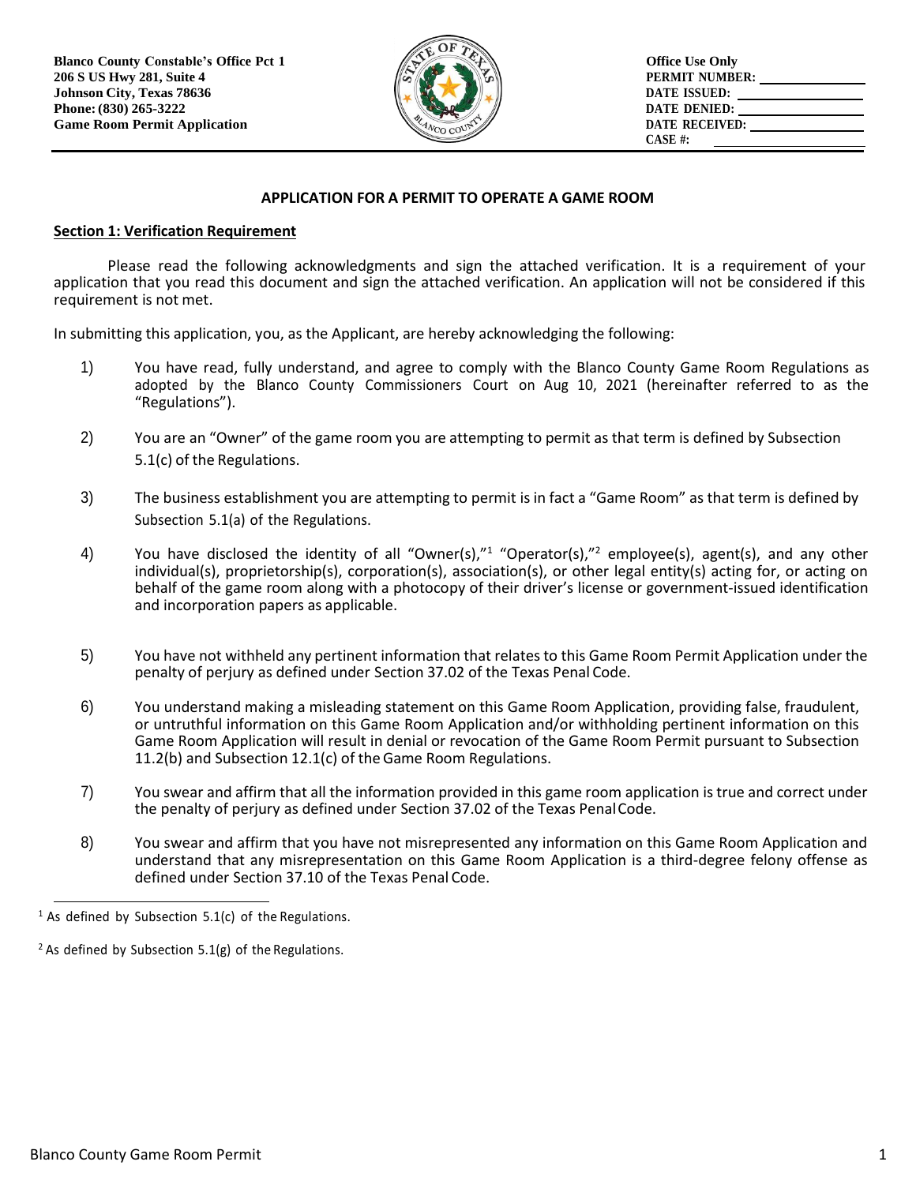**Blanco County Constable's Office Pct 1**
**206 S US Hwy 281, Suite 4**
**Johnson City, Texas 78636**
**Phone: (830) 265-3222**
**Game Room Permit Application**

**Office Use Only**
**PERMIT NUMBER:** ______________
**DATE ISSUED:** ______________
**DATE DENIED:** ______________
**DATE RECEIVED:** ______________
**CASE #:** ______________

## APPLICATION FOR A PERMIT TO OPERATE A GAME ROOM

### Section 1: Verification Requirement

Please read the following acknowledgments and sign the attached verification. It is a requirement of your application that you read this document and sign the attached verification. An application will not be considered if this requirement is not met.

In submitting this application, you, as the Applicant, are hereby acknowledging the following:

1) You have read, fully understand, and agree to comply with the Blanco County Game Room Regulations as adopted by the Blanco County Commissioners Court on Aug 10, 2021 (hereinafter referred to as the "Regulations").

2) You are an "Owner" of the game room you are attempting to permit as that term is defined by Subsection 5.1(c) of the Regulations.

3) The business establishment you are attempting to permit is in fact a "Game Room" as that term is defined by Subsection 5.1(a) of the Regulations.

4) You have disclosed the identity of all "Owner(s),"[1] "Operator(s),"[2] employee(s), agent(s), and any other individual(s), proprietorship(s), corporation(s), association(s), or other legal entity(s) acting for, or acting on behalf of the game room along with a photocopy of their driver's license or government-issued identification and incorporation papers as applicable.

5) You have not withheld any pertinent information that relates to this Game Room Permit Application under the penalty of perjury as defined under Section 37.02 of the Texas Penal Code.

6) You understand making a misleading statement on this Game Room Application, providing false, fraudulent, or untruthful information on this Game Room Application and/or withholding pertinent information on this Game Room Application will result in denial or revocation of the Game Room Permit pursuant to Subsection 11.2(b) and Subsection 12.1(c) of the Game Room Regulations.

7) You swear and affirm that all the information provided in this game room application is true and correct under the penalty of perjury as defined under Section 37.02 of the Texas Penal Code.

8) You swear and affirm that you have not misrepresented any information on this Game Room Application and understand that any misrepresentation on this Game Room Application is a third-degree felony offense as defined under Section 37.10 of the Texas Penal Code.

---

[1] As defined by Subsection 5.1(c) of the Regulations.

[2] As defined by Subsection 5.1(g) of the Regulations.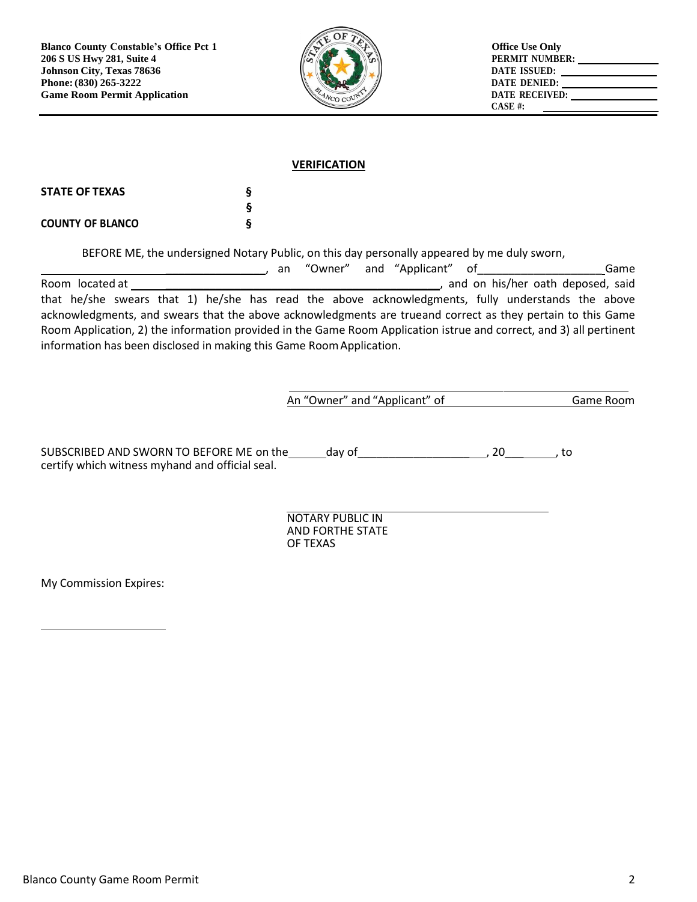Blanco County Constable's Office Pct 1
206 S US Hwy 281, Suite 4
Johnson City, Texas 78636
Phone: (830) 265-3222
Game Room Permit Application

**Office Use Only**
PERMIT NUMBER: ____________
DATE ISSUED: ____________
DATE DENIED: ____________
DATE RECEIVED: ____________
CASE #: ____________

## VERIFICATION

**STATE OF TEXAS** §
§
**COUNTY OF BLANCO** §

BEFORE ME, the undersigned Notary Public, on this day personally appeared by me duly sworn, ________________________________, an "Owner" and "Applicant" of____________________Game Room located at ______________________________________________, and on his/her oath deposed, said that he/she swears that 1) he/she has read the above acknowledgments, fully understands the above acknowledgments, and swears that the above acknowledgments are trueand correct as they pertain to this Game Room Application, 2) the information provided in the Game Room Application istrue and correct, and 3) all pertinent information has been disclosed in making this Game Room Application.

______________________________________________
An "Owner" and "Applicant" of ____________________ Game Room

SUBSCRIBED AND SWORN TO BEFORE ME on the______day of__________________, 20___, to certify which witness myhand and official seal.

______________________________________________
NOTARY PUBLIC IN
AND FORTHE STATE
OF TEXAS

My Commission Expires:

____________________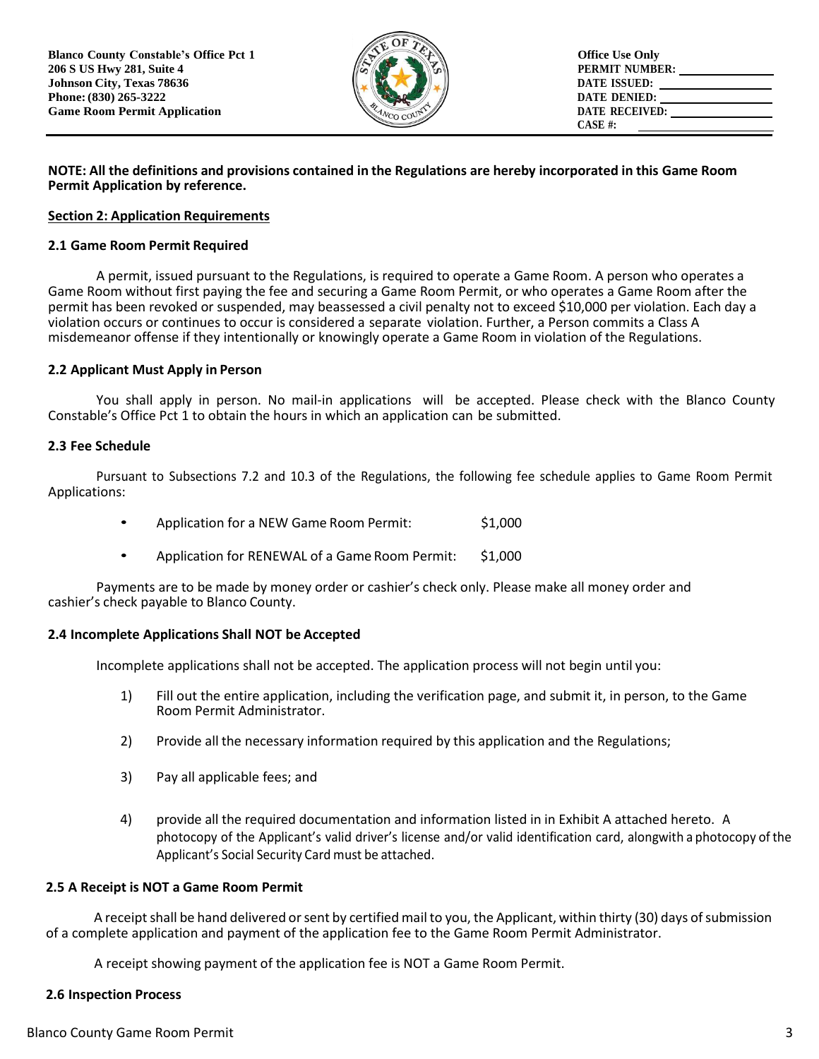**Blanco County Constable's Office Pct 1**
**206 S US Hwy 281, Suite 4**
**Johnson City, Texas 78636**
**Phone: (830) 265-3222**
**Game Room Permit Application**

**Office Use Only**
**PERMIT NUMBER:** ______________
**DATE ISSUED:** ______________
**DATE DENIED:** ______________
**DATE RECEIVED:** ______________
**CASE #:** ______________

**NOTE: All the definitions and provisions contained in the Regulations are hereby incorporated in this Game Room Permit Application by reference.**

## Section 2: Application Requirements

### 2.1 Game Room Permit Required

A permit, issued pursuant to the Regulations, is required to operate a Game Room. A person who operates a Game Room without first paying the fee and securing a Game Room Permit, or who operates a Game Room after the permit has been revoked or suspended, may beassessed a civil penalty not to exceed $10,000 per violation. Each day a violation occurs or continues to occur is considered a separate violation. Further, a Person commits a Class A misdemeanor offense if they intentionally or knowingly operate a Game Room in violation of the Regulations.

### 2.2 Applicant Must Apply in Person

You shall apply in person. No mail-in applications will be accepted. Please check with the Blanco County Constable's Office Pct 1 to obtain the hours in which an application can be submitted.

### 2.3 Fee Schedule

Pursuant to Subsections 7.2 and 10.3 of the Regulations, the following fee schedule applies to Game Room Permit Applications:

- Application for a NEW Game Room Permit: $1,000
- Application for RENEWAL of a Game Room Permit: $1,000

Payments are to be made by money order or cashier's check only. Please make all money order and cashier's check payable to Blanco County.

### 2.4 Incomplete Applications Shall NOT be Accepted

Incomplete applications shall not be accepted. The application process will not begin until you:

1) Fill out the entire application, including the verification page, and submit it, in person, to the Game Room Permit Administrator.
2) Provide all the necessary information required by this application and the Regulations;
3) Pay all applicable fees; and
4) provide all the required documentation and information listed in in Exhibit A attached hereto. A photocopy of the Applicant's valid driver's license and/or valid identification card, alongwith a photocopy of the Applicant's Social Security Card must be attached.

### 2.5 A Receipt is NOT a Game Room Permit

A receipt shall be hand delivered or sent by certified mail to you, the Applicant, within thirty (30) days of submission of a complete application and payment of the application fee to the Game Room Permit Administrator.

A receipt showing payment of the application fee is NOT a Game Room Permit.

### 2.6 Inspection Process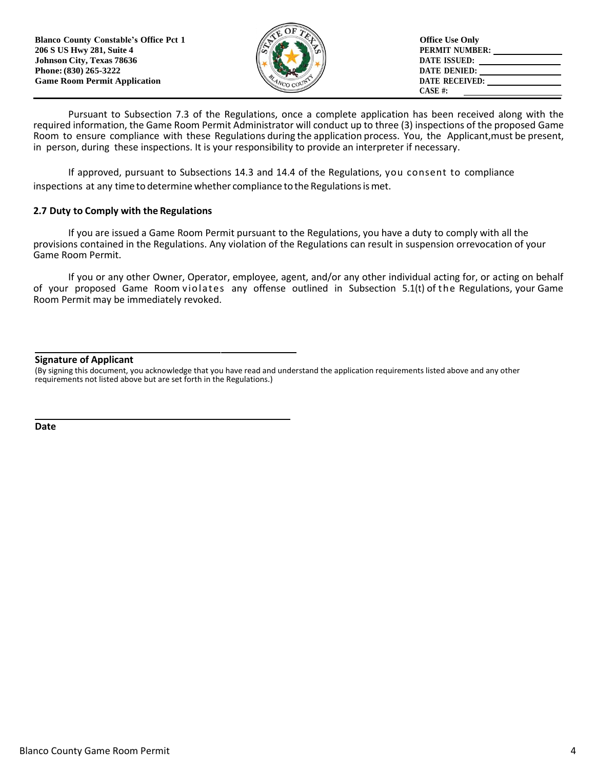Blanco County Constable's Office Pct 1
206 S US Hwy 281, Suite 4
Johnson City, Texas 78636
Phone: (830) 265-3222
Game Room Permit Application

Office Use Only
PERMIT NUMBER: ____________
DATE ISSUED: ____________
DATE DENIED: ____________
DATE RECEIVED: ____________
CASE #: ____________

Pursuant to Subsection 7.3 of the Regulations, once a complete application has been received along with the required information, the Game Room Permit Administrator will conduct up to three (3) inspections of the proposed Game Room to ensure compliance with these Regulations during the application process. You, the Applicant,must be present, in person, during these inspections. It is your responsibility to provide an interpreter if necessary.

If approved, pursuant to Subsections 14.3 and 14.4 of the Regulations, you consent to compliance inspections at any time to determine whether compliance to the Regulations is met.

**2.7 Duty to Comply with the Regulations**

If you are issued a Game Room Permit pursuant to the Regulations, you have a duty to comply with all the provisions contained in the Regulations. Any violation of the Regulations can result in suspension orrevocation of your Game Room Permit.

If you or any other Owner, Operator, employee, agent, and/or any other individual acting for, or acting on behalf of your proposed Game Room violates any offense outlined in Subsection 5.1(t) of the Regulations, your Game Room Permit may be immediately revoked.

____________________________________

**Signature of Applicant**

(By signing this document, you acknowledge that you have read and understand the application requirements listed above and any other requirements not listed above but are set forth in the Regulations.)

____________________________________

**Date**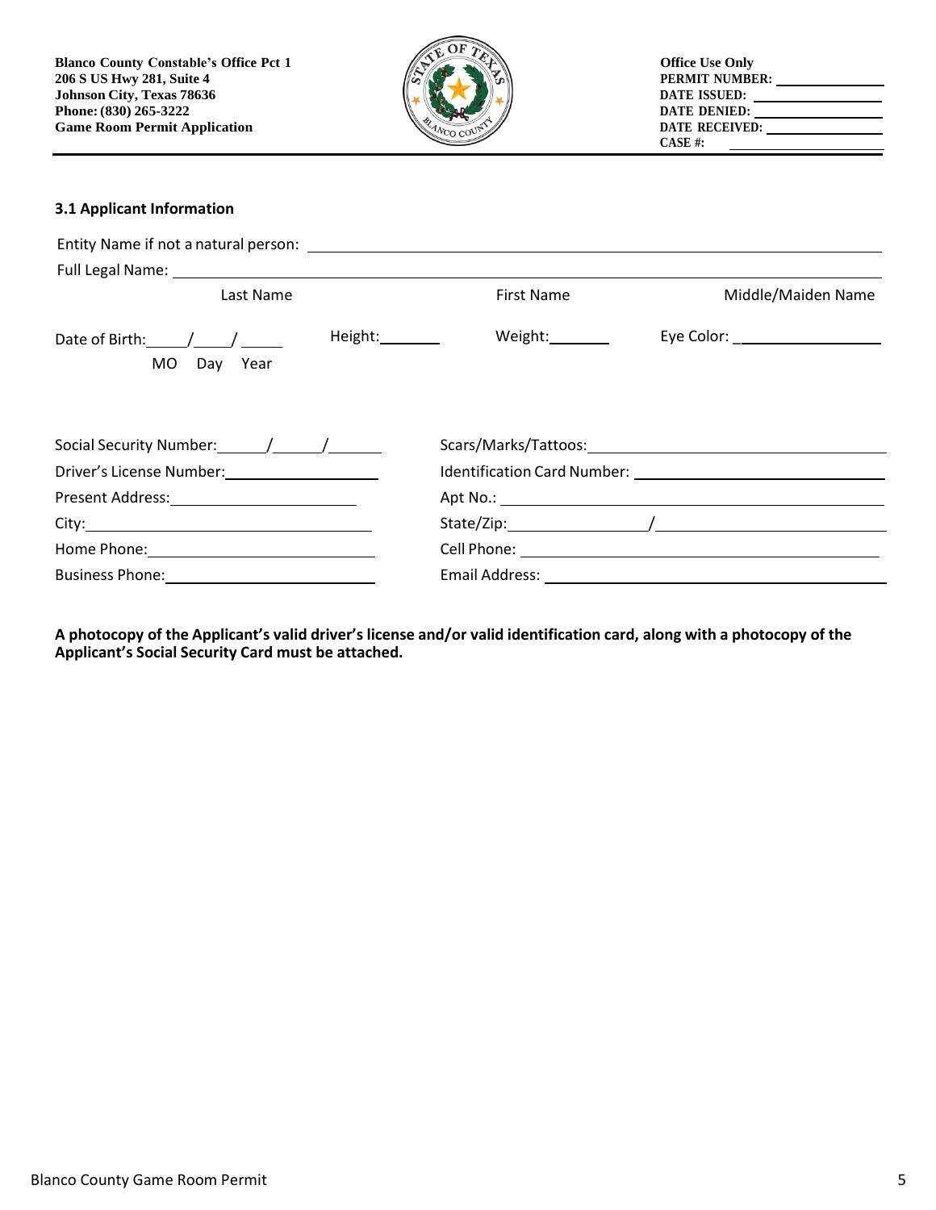**Blanco County Constable's Office Pct 1**
**206 S US Hwy 281, Suite 4**
**Johnson City, Texas 78636**
**Phone: (830) 265-3222**
**Game Room Permit Application**

**Office Use Only**
**PERMIT NUMBER:** ____________
**DATE ISSUED:** ____________
**DATE DENIED:** ____________
**DATE RECEIVED:** ____________
**CASE #:** ____________

### 3.1 Applicant Information

Entity Name if not a natural person: ______________________________

Full Legal Name: ______________________________

Last Name | First Name | Middle/Maiden Name

Date of Birth: ____/____/____ (MO Day Year)  Height: ________  Weight: ________  Eye Color: ____________

Social Security Number: ____/____/____

Scars/Marks/Tattoos: ______________________________

Driver's License Number: ______________________________

Identification Card Number: ______________________________

Present Address: ______________________________

Apt No.: ______________________________

City: ______________________________

State/Zip: ____________/____________

Home Phone: ______________________________

Cell Phone: ______________________________

Business Phone: ______________________________

Email Address: ______________________________

**A photocopy of the Applicant's valid driver's license and/or valid identification card, along with a photocopy of the Applicant's Social Security Card must be attached.**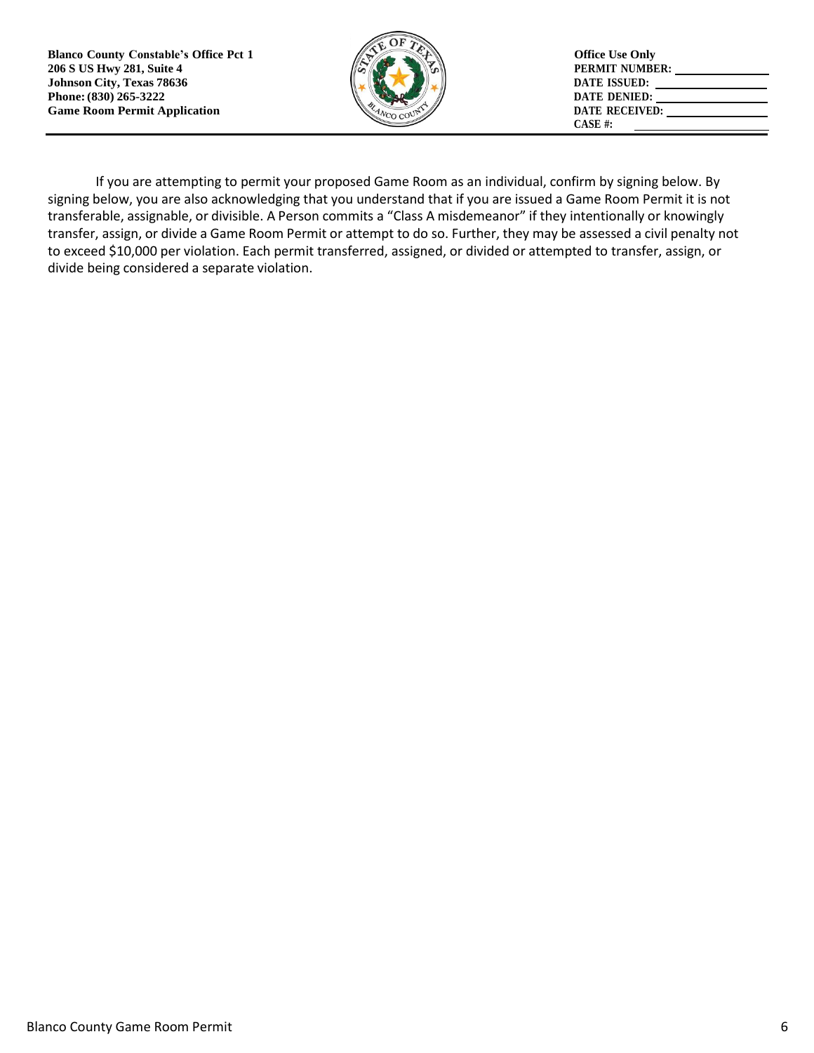**Blanco County Constable's Office Pct 1**
**206 S US Hwy 281, Suite 4**
**Johnson City, Texas 78636**
**Phone: (830) 265-3222**
**Game Room Permit Application**

**Office Use Only**
**PERMIT NUMBER:** ______________
**DATE ISSUED:** ______________
**DATE DENIED:** ______________
**DATE RECEIVED:** ______________
**CASE #:** ______________

If you are attempting to permit your proposed Game Room as an individual, confirm by signing below. By signing below, you are also acknowledging that you understand that if you are issued a Game Room Permit it is not transferable, assignable, or divisible. A Person commits a "Class A misdemeanor" if they intentionally or knowingly transfer, assign, or divide a Game Room Permit or attempt to do so. Further, they may be assessed a civil penalty not to exceed $10,000 per violation. Each permit transferred, assigned, or divided or attempted to transfer, assign, or divide being considered a separate violation.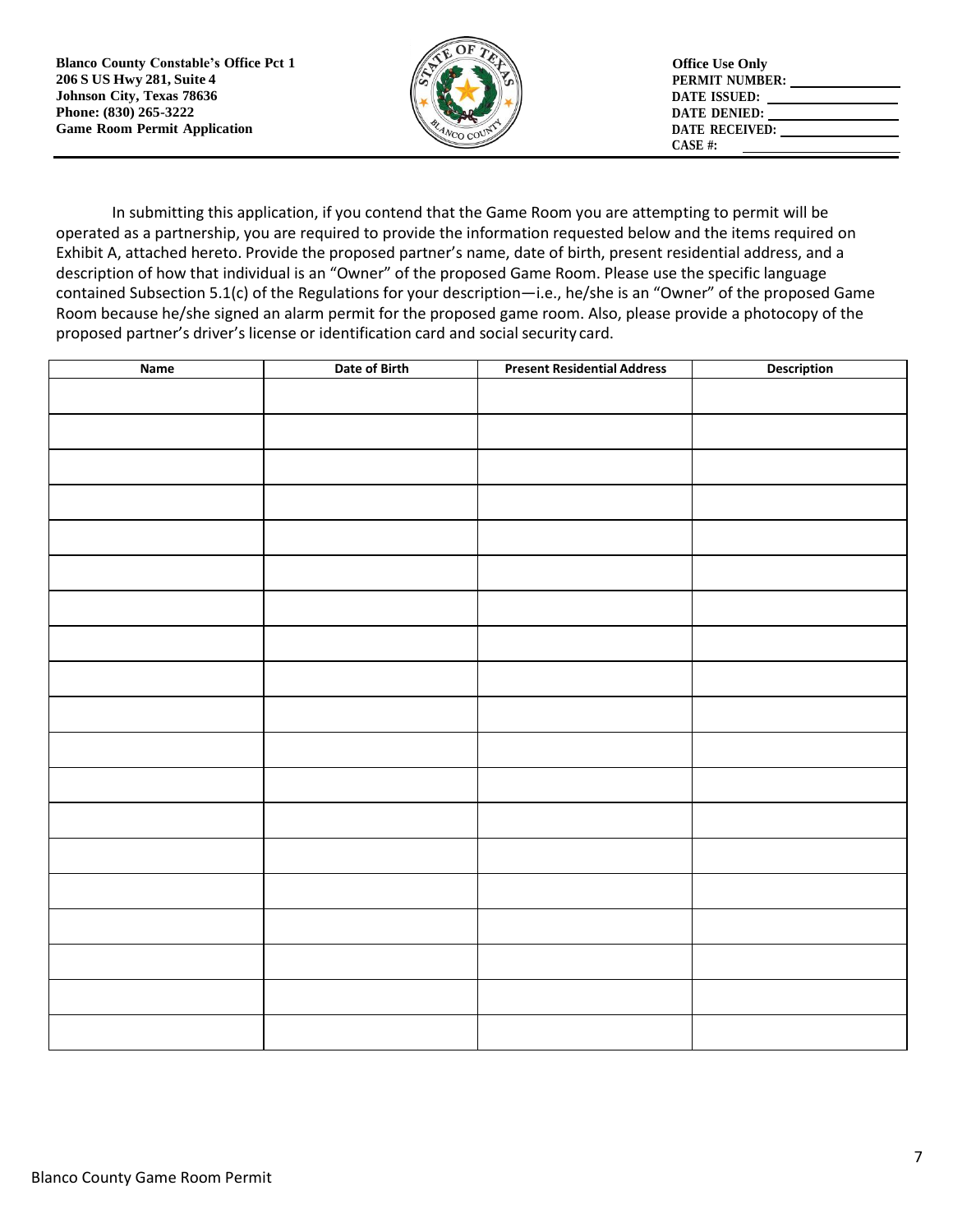**Blanco County Constable's Office Pct 1**
**206 S US Hwy 281, Suite 4**
**Johnson City, Texas 78636**
**Phone: (830) 265-3222**
**Game Room Permit Application**

**Office Use Only**
**PERMIT NUMBER:** \_\_\_\_\_\_\_\_\_\_\_\_\_\_
**DATE ISSUED:** \_\_\_\_\_\_\_\_\_\_\_\_\_\_
**DATE DENIED:** \_\_\_\_\_\_\_\_\_\_\_\_\_\_
**DATE RECEIVED:** \_\_\_\_\_\_\_\_\_\_\_\_\_\_
**CASE #:** \_\_\_\_\_\_\_\_\_\_\_\_\_\_

In submitting this application, if you contend that the Game Room you are attempting to permit will be operated as a partnership, you are required to provide the information requested below and the items required on Exhibit A, attached hereto. Provide the proposed partner's name, date of birth, present residential address, and a description of how that individual is an "Owner" of the proposed Game Room. Please use the specific language contained Subsection 5.1(c) of the Regulations for your description—i.e., he/she is an "Owner" of the proposed Game Room because he/she signed an alarm permit for the proposed game room. Also, please provide a photocopy of the proposed partner's driver's license or identification card and social security card.

| Name | Date of Birth | Present Residential Address | Description |
|---|---|---|---|
| | | | |
| | | | |
| | | | |
| | | | |
| | | | |
| | | | |
| | | | |
| | | | |
| | | | |
| | | | |
| | | | |
| | | | |
| | | | |
| | | | |
| | | | |
| | | | |
| | | | |
| | | | |
| | | | |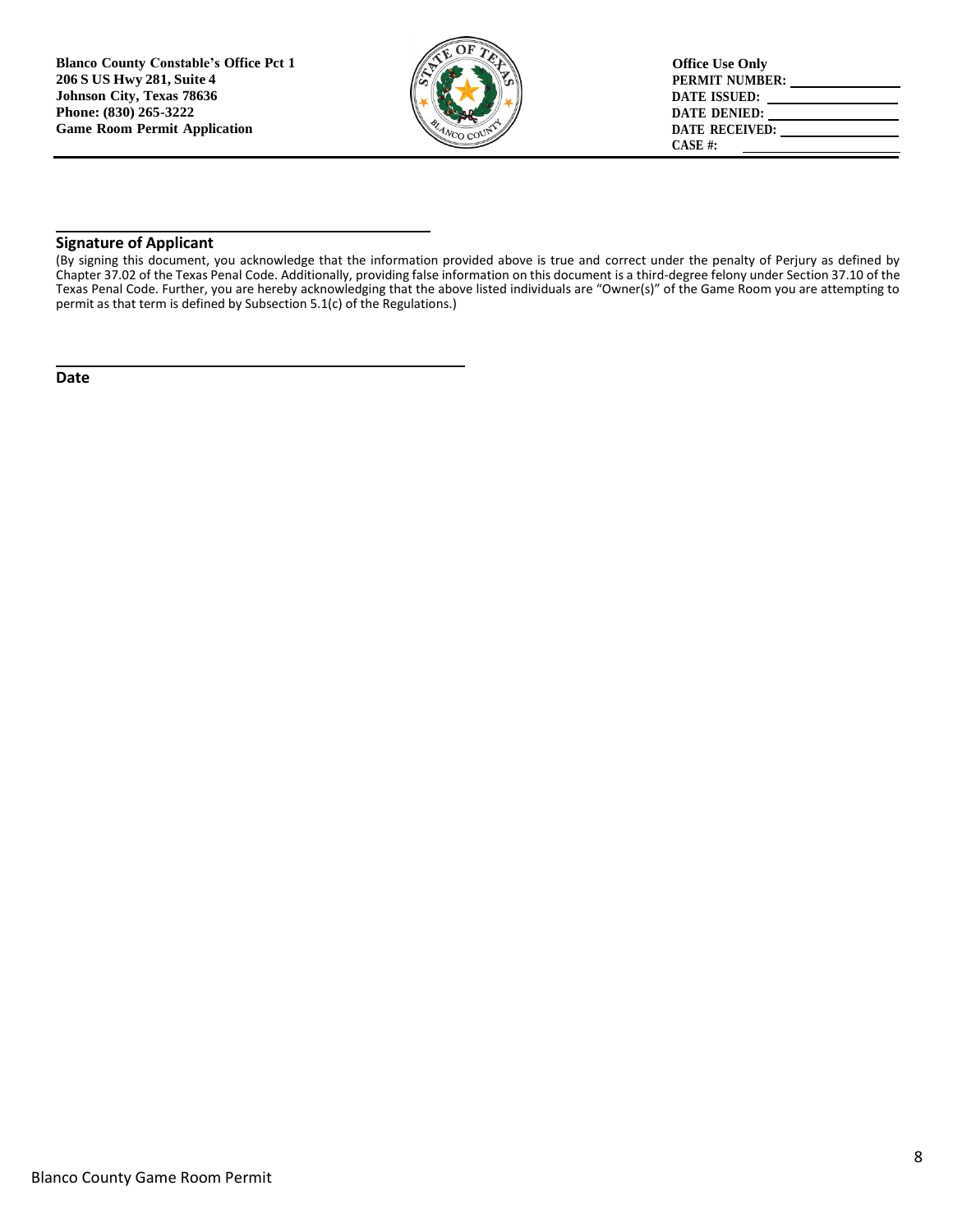**Blanco County Constable's Office Pct 1**
**206 S US Hwy 281, Suite 4**
**Johnson City, Texas 78636**
**Phone: (830) 265-3222**
**Game Room Permit Application**

**Office Use Only**
**PERMIT NUMBER:** \_\_\_\_\_\_\_\_\_\_\_\_\_\_\_
**DATE ISSUED:** \_\_\_\_\_\_\_\_\_\_\_\_\_\_\_
**DATE DENIED:** \_\_\_\_\_\_\_\_\_\_\_\_\_\_\_
**DATE RECEIVED:** \_\_\_\_\_\_\_\_\_\_\_\_\_\_\_
**CASE #:** \_\_\_\_\_\_\_\_\_\_\_\_\_\_\_

---

\_\_\_\_\_\_\_\_\_\_\_\_\_\_\_\_\_\_\_\_\_\_\_\_\_\_\_\_\_\_\_\_\_\_\_\_\_\_\_\_

**Signature of Applicant**

(By signing this document, you acknowledge that the information provided above is true and correct under the penalty of Perjury as defined by Chapter 37.02 of the Texas Penal Code. Additionally, providing false information on this document is a third-degree felony under Section 37.10 of the Texas Penal Code. Further, you are hereby acknowledging that the above listed individuals are "Owner(s)" of the Game Room you are attempting to permit as that term is defined by Subsection 5.1(c) of the Regulations.)

\_\_\_\_\_\_\_\_\_\_\_\_\_\_\_\_\_\_\_\_\_\_\_\_\_\_\_\_\_\_\_\_\_\_\_\_\_\_\_\_

**Date**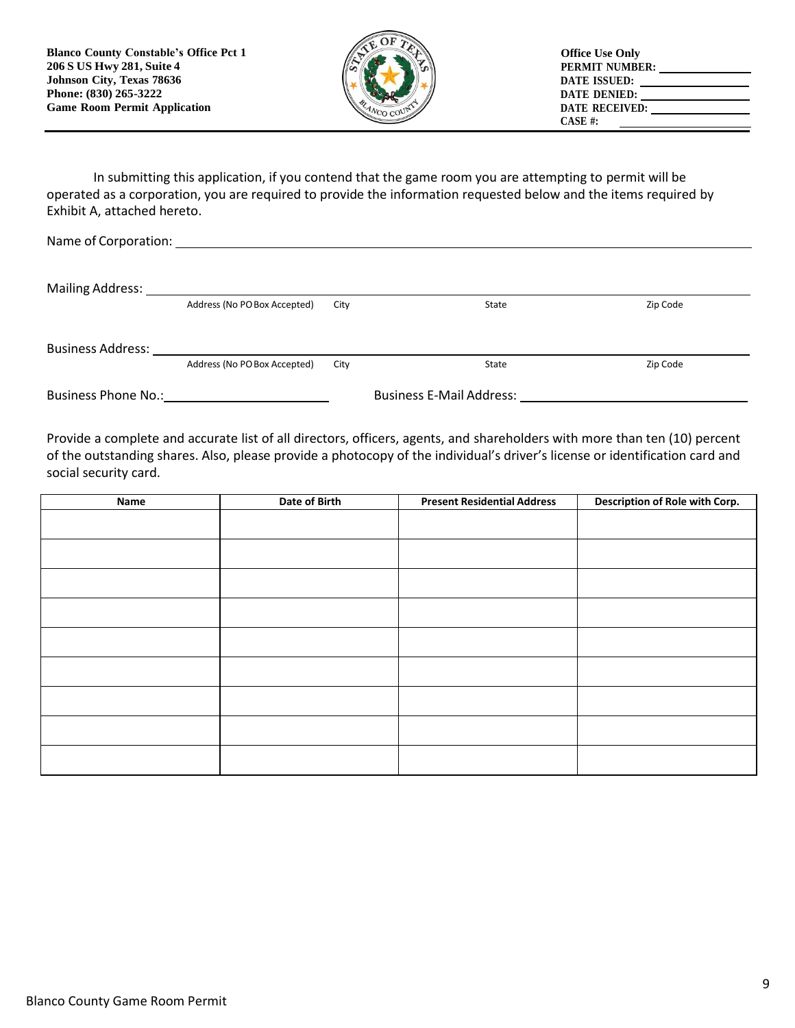**Blanco County Constable's Office Pct 1**
**206 S US Hwy 281, Suite 4**
**Johnson City, Texas 78636**
**Phone: (830) 265-3222**
**Game Room Permit Application**

**Office Use Only**
**PERMIT NUMBER:** \_\_\_\_\_\_\_\_\_\_\_\_
**DATE ISSUED:** \_\_\_\_\_\_\_\_\_\_\_\_
**DATE DENIED:** \_\_\_\_\_\_\_\_\_\_\_\_
**DATE RECEIVED:** \_\_\_\_\_\_\_\_\_\_\_\_
**CASE #:** \_\_\_\_\_\_\_\_\_\_\_\_

In submitting this application, if you contend that the game room you are attempting to permit will be operated as a corporation, you are required to provide the information requested below and the items required by Exhibit A, attached hereto.

Name of Corporation: \_\_\_\_\_\_\_\_\_\_\_\_\_\_\_\_\_\_\_\_\_\_\_\_\_\_\_\_\_\_\_\_\_\_\_\_\_\_\_\_

Mailing Address: \_\_\_\_\_\_\_\_\_\_\_\_\_\_\_\_\_\_\_\_\_\_\_\_\_\_\_\_\_\_\_\_\_\_\_\_\_\_\_\_
Address (No PO Box Accepted) City State Zip Code

Business Address: \_\_\_\_\_\_\_\_\_\_\_\_\_\_\_\_\_\_\_\_\_\_\_\_\_\_\_\_\_\_\_\_\_\_\_\_\_\_\_\_
Address (No PO Box Accepted) City State Zip Code

Business Phone No.: \_\_\_\_\_\_\_\_\_\_\_\_\_\_\_\_\_\_ Business E-Mail Address: \_\_\_\_\_\_\_\_\_\_\_\_\_\_\_\_\_\_\_\_\_\_

Provide a complete and accurate list of all directors, officers, agents, and shareholders with more than ten (10) percent of the outstanding shares. Also, please provide a photocopy of the individual's driver's license or identification card and social security card.

| Name | Date of Birth | Present Residential Address | Description of Role with Corp. |
|---|---|---|---|
| | | | |
| | | | |
| | | | |
| | | | |
| | | | |
| | | | |
| | | | |
| | | | |
| | | | |

Blanco County Game Room Permit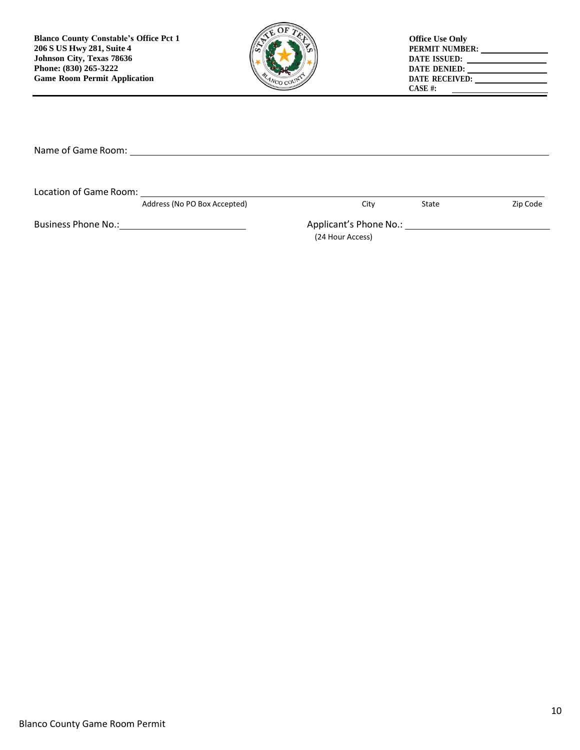**Blanco County Constable's Office Pct 1**
**206 S US Hwy 281, Suite 4**
**Johnson City, Texas 78636**
**Phone: (830) 265-3222**
**Game Room Permit Application**

**Office Use Only**
**PERMIT NUMBER:** ______________
**DATE ISSUED:** ______________
**DATE DENIED:** ______________
**DATE RECEIVED:** ______________
**CASE #:** ______________

---

Name of Game Room: ________________________________________________

Location of Game Room: ________________________________________________
Address (No PO Box Accepted) City State Zip Code

Business Phone No.: ______________________ Applicant's Phone No.: ______________________
(24 Hour Access)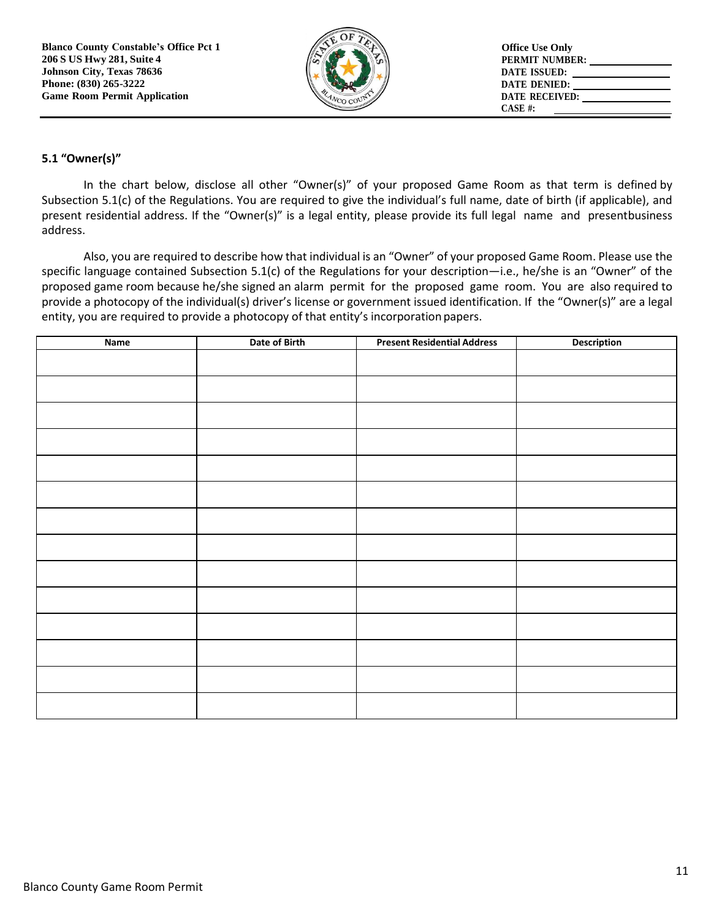Blanco County Constable's Office Pct 1
206 S US Hwy 281, Suite 4
Johnson City, Texas 78636
Phone: (830) 265-3222
Game Room Permit Application

Office Use Only
PERMIT NUMBER: ______________
DATE ISSUED: ______________
DATE DENIED: ______________
DATE RECEIVED: ______________
CASE #: ______________

### 5.1 "Owner(s)"

In the chart below, disclose all other "Owner(s)" of your proposed Game Room as that term is defined by Subsection 5.1(c) of the Regulations. You are required to give the individual's full name, date of birth (if applicable), and present residential address. If the "Owner(s)" is a legal entity, please provide its full legal name and presentbusiness address.

Also, you are required to describe how that individual is an "Owner" of your proposed Game Room. Please use the specific language contained Subsection 5.1(c) of the Regulations for your description—i.e., he/she is an "Owner" of the proposed game room because he/she signed an alarm permit for the proposed game room. You are also required to provide a photocopy of the individual(s) driver's license or government issued identification. If the "Owner(s)" are a legal entity, you are required to provide a photocopy of that entity's incorporation papers.

| Name | Date of Birth | Present Residential Address | Description |
|---|---|---|---|
| | | | |
| | | | |
| | | | |
| | | | |
| | | | |
| | | | |
| | | | |
| | | | |
| | | | |
| | | | |
| | | | |
| | | | |
| | | | |
| | | | |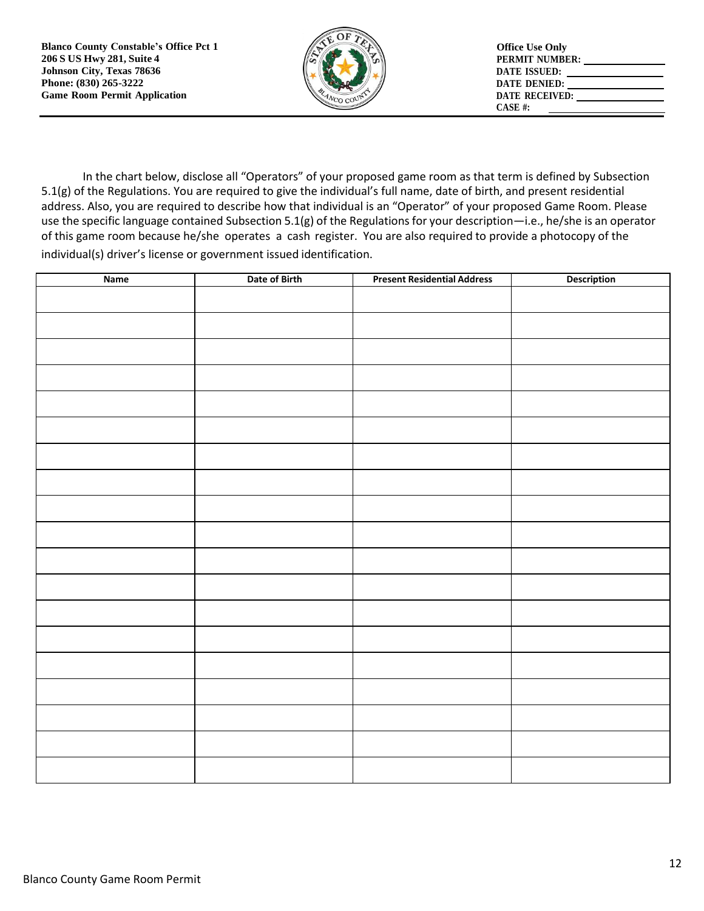**Blanco County Constable's Office Pct 1**
**206 S US Hwy 281, Suite 4**
**Johnson City, Texas 78636**
**Phone: (830) 265-3222**
**Game Room Permit Application**

**Office Use Only**
**PERMIT NUMBER:** ______________
**DATE ISSUED:** ______________
**DATE DENIED:** ______________
**DATE RECEIVED:** ______________
**CASE #:** ______________

In the chart below, disclose all "Operators" of your proposed game room as that term is defined by Subsection 5.1(g) of the Regulations. You are required to give the individual's full name, date of birth, and present residential address. Also, you are required to describe how that individual is an "Operator" of your proposed Game Room. Please use the specific language contained Subsection 5.1(g) of the Regulations for your description—i.e., he/she is an operator of this game room because he/she operates a cash register. You are also required to provide a photocopy of the individual(s) driver's license or government issued identification.

| Name | Date of Birth | Present Residential Address | Description |
|---|---|---|---|
| | | | |
| | | | |
| | | | |
| | | | |
| | | | |
| | | | |
| | | | |
| | | | |
| | | | |
| | | | |
| | | | |
| | | | |
| | | | |
| | | | |
| | | | |
| | | | |
| | | | |
| | | | |
| | | | |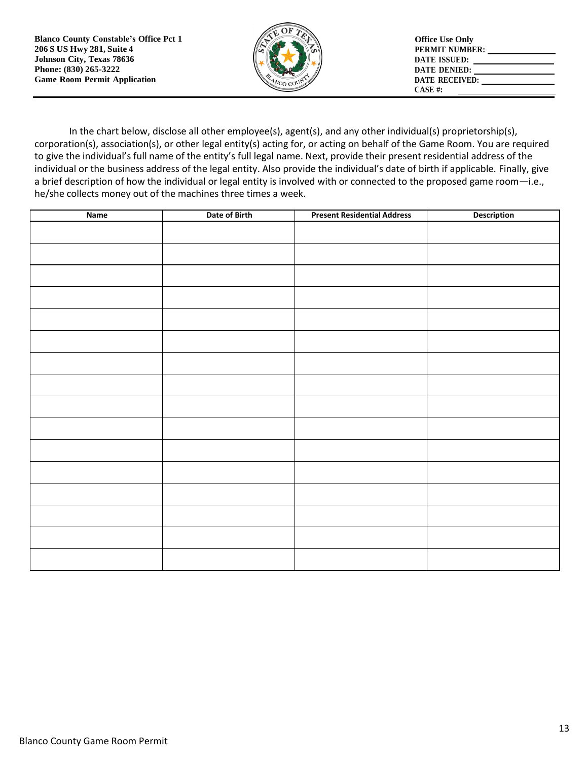**Blanco County Constable's Office Pct 1**
**206 S US Hwy 281, Suite 4**
**Johnson City, Texas 78636**
**Phone: (830) 265-3222**
**Game Room Permit Application**

**Office Use Only**
**PERMIT NUMBER:** \_\_\_\_\_\_\_\_\_\_\_\_\_\_\_
**DATE ISSUED:** \_\_\_\_\_\_\_\_\_\_\_\_\_\_\_
**DATE DENIED:** \_\_\_\_\_\_\_\_\_\_\_\_\_\_\_
**DATE RECEIVED:** \_\_\_\_\_\_\_\_\_\_\_\_\_\_\_
**CASE #:** \_\_\_\_\_\_\_\_\_\_\_\_\_\_\_

In the chart below, disclose all other employee(s), agent(s), and any other individual(s) proprietorship(s), corporation(s), association(s), or other legal entity(s) acting for, or acting on behalf of the Game Room. You are required to give the individual's full name of the entity's full legal name. Next, provide their present residential address of the individual or the business address of the legal entity. Also provide the individual's date of birth if applicable. Finally, give a brief description of how the individual or legal entity is involved with or connected to the proposed game room—i.e., he/she collects money out of the machines three times a week.

| Name | Date of Birth | Present Residential Address | Description |
|---|---|---|---|
| | | | |
| | | | |
| | | | |
| | | | |
| | | | |
| | | | |
| | | | |
| | | | |
| | | | |
| | | | |
| | | | |
| | | | |
| | | | |
| | | | |
| | | | |
| | | | |

Blanco County Game Room Permit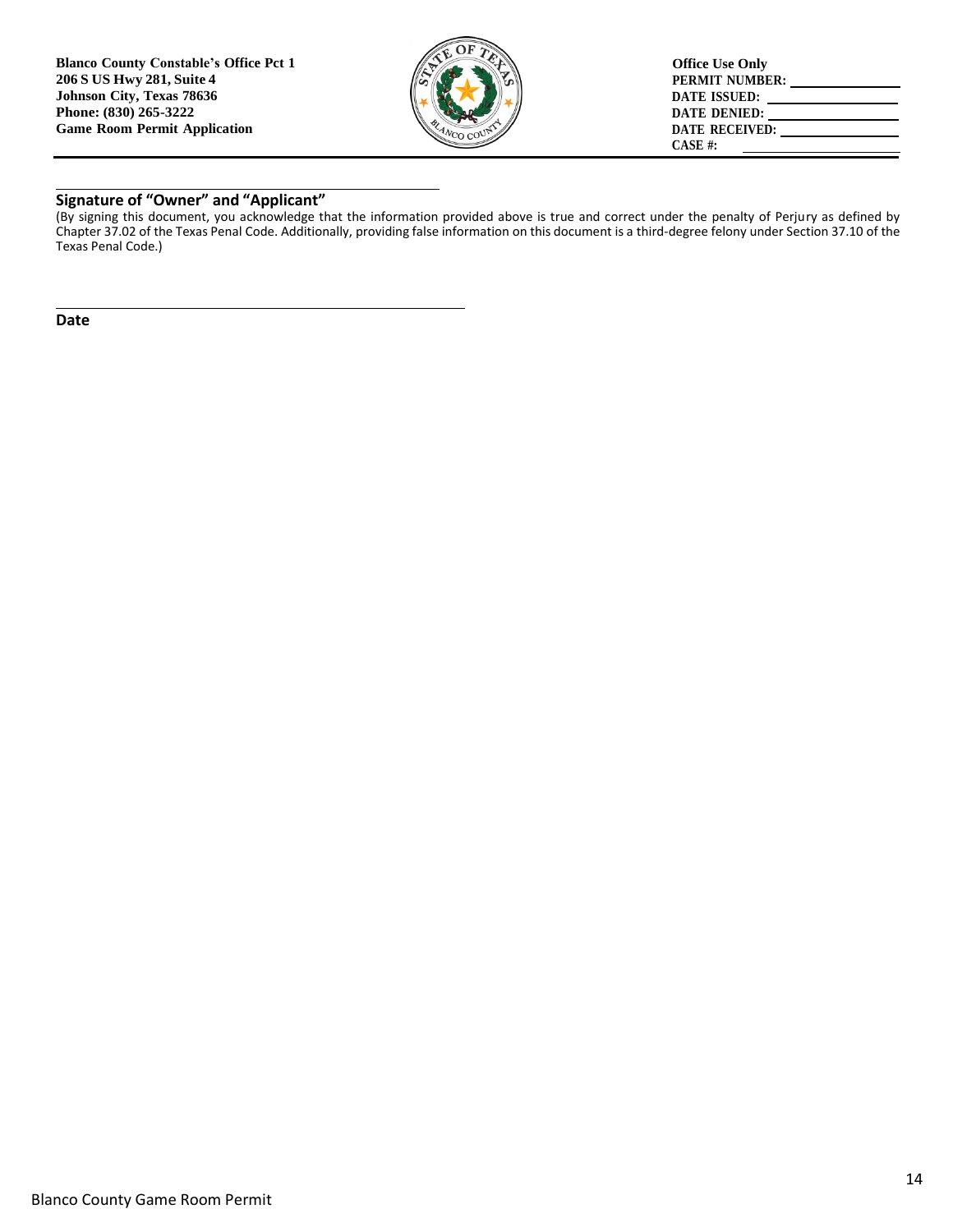**Blanco County Constable's Office Pct 1**
**206 S US Hwy 281, Suite 4**
**Johnson City, Texas 78636**
**Phone: (830) 265-3222**
**Game Room Permit Application**

**Office Use Only**
**PERMIT NUMBER:** \_\_\_\_\_\_\_\_\_\_\_\_\_\_
**DATE ISSUED:** \_\_\_\_\_\_\_\_\_\_\_\_\_\_
**DATE DENIED:** \_\_\_\_\_\_\_\_\_\_\_\_\_\_
**DATE RECEIVED:** \_\_\_\_\_\_\_\_\_\_\_\_\_\_
**CASE #:** \_\_\_\_\_\_\_\_\_\_\_\_\_\_

---

\_\_\_\_\_\_\_\_\_\_\_\_\_\_\_\_\_\_\_\_\_\_\_\_\_\_\_\_\_\_\_\_\_\_\_\_\_\_\_\_

**Signature of "Owner" and "Applicant"**

(By signing this document, you acknowledge that the information provided above is true and correct under the penalty of Perjury as defined by Chapter 37.02 of the Texas Penal Code. Additionally, providing false information on this document is a third-degree felony under Section 37.10 of the Texas Penal Code.)

\_\_\_\_\_\_\_\_\_\_\_\_\_\_\_\_\_\_\_\_\_\_\_\_\_\_\_\_\_\_\_\_\_\_\_\_\_\_\_\_

**Date**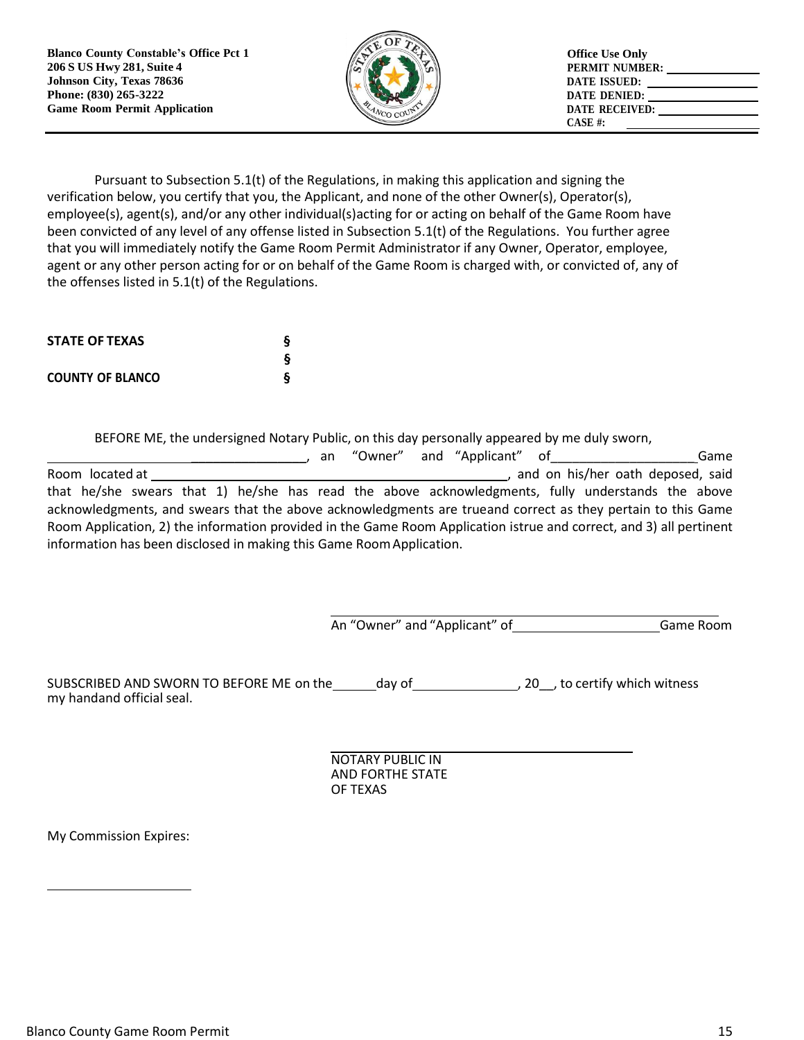**Blanco County Constable's Office Pct 1**
**206 S US Hwy 281, Suite 4**
**Johnson City, Texas 78636**
**Phone: (830) 265-3222**
**Game Room Permit Application**

**Office Use Only**
**PERMIT NUMBER:** ____________
**DATE ISSUED:** ____________
**DATE DENIED:** ____________
**DATE RECEIVED:** ____________
**CASE #:** ____________

Pursuant to Subsection 5.1(t) of the Regulations, in making this application and signing the verification below, you certify that you, the Applicant, and none of the other Owner(s), Operator(s), employee(s), agent(s), and/or any other individual(s)acting for or acting on behalf of the Game Room have been convicted of any level of any offense listed in Subsection 5.1(t) of the Regulations. You further agree that you will immediately notify the Game Room Permit Administrator if any Owner, Operator, employee, agent or any other person acting for or on behalf of the Game Room is charged with, or convicted of, any of the offenses listed in 5.1(t) of the Regulations.

**STATE OF TEXAS** §
§
**COUNTY OF BLANCO** §

BEFORE ME, the undersigned Notary Public, on this day personally appeared by me duly sworn, ______________________________________, an "Owner" and "Applicant" of____________________Game Room located at ______________________________________, and on his/her oath deposed, said that he/she swears that 1) he/she has read the above acknowledgments, fully understands the above acknowledgments, and swears that the above acknowledgments are trueand correct as they pertain to this Game Room Application, 2) the information provided in the Game Room Application istrue and correct, and 3) all pertinent information has been disclosed in making this Game Room Application.

______________________________________
An "Owner" and "Applicant" of____________________Game Room

SUBSCRIBED AND SWORN TO BEFORE ME on the______day of______________, 20__, to certify which witness my handand official seal.

______________________________________
NOTARY PUBLIC IN
AND FORTHE STATE
OF TEXAS

My Commission Expires:

____________________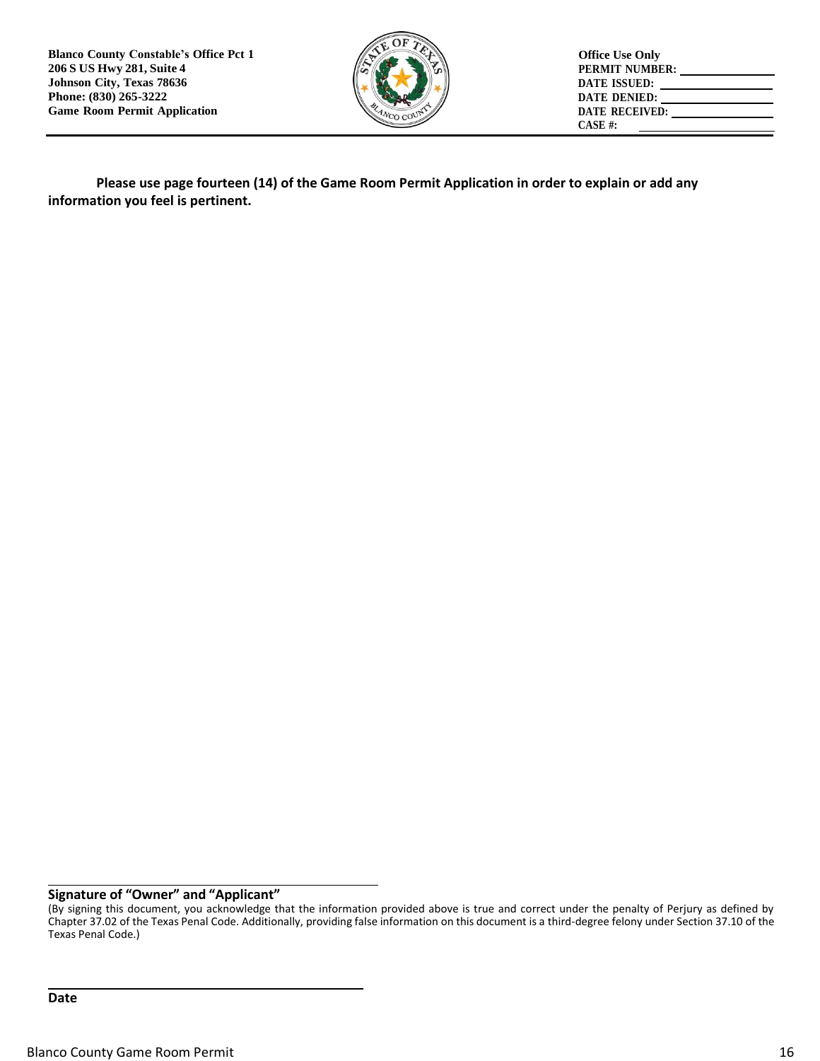Blanco County Constable's Office Pct 1
206 S US Hwy 281, Suite 4
Johnson City, Texas 78636
Phone: (830) 265-3222
Game Room Permit Application

Office Use Only
PERMIT NUMBER: ______________
DATE ISSUED: ______________
DATE DENIED: ______________
DATE RECEIVED: ______________
CASE #: ______________

**Please use page fourteen (14) of the Game Room Permit Application in order to explain or add any information you feel is pertinent.**

______________________________________

**Signature of "Owner" and "Applicant"**

(By signing this document, you acknowledge that the information provided above is true and correct under the penalty of Perjury as defined by Chapter 37.02 of the Texas Penal Code. Additionally, providing false information on this document is a third-degree felony under Section 37.10 of the Texas Penal Code.)

______________________________________

**Date**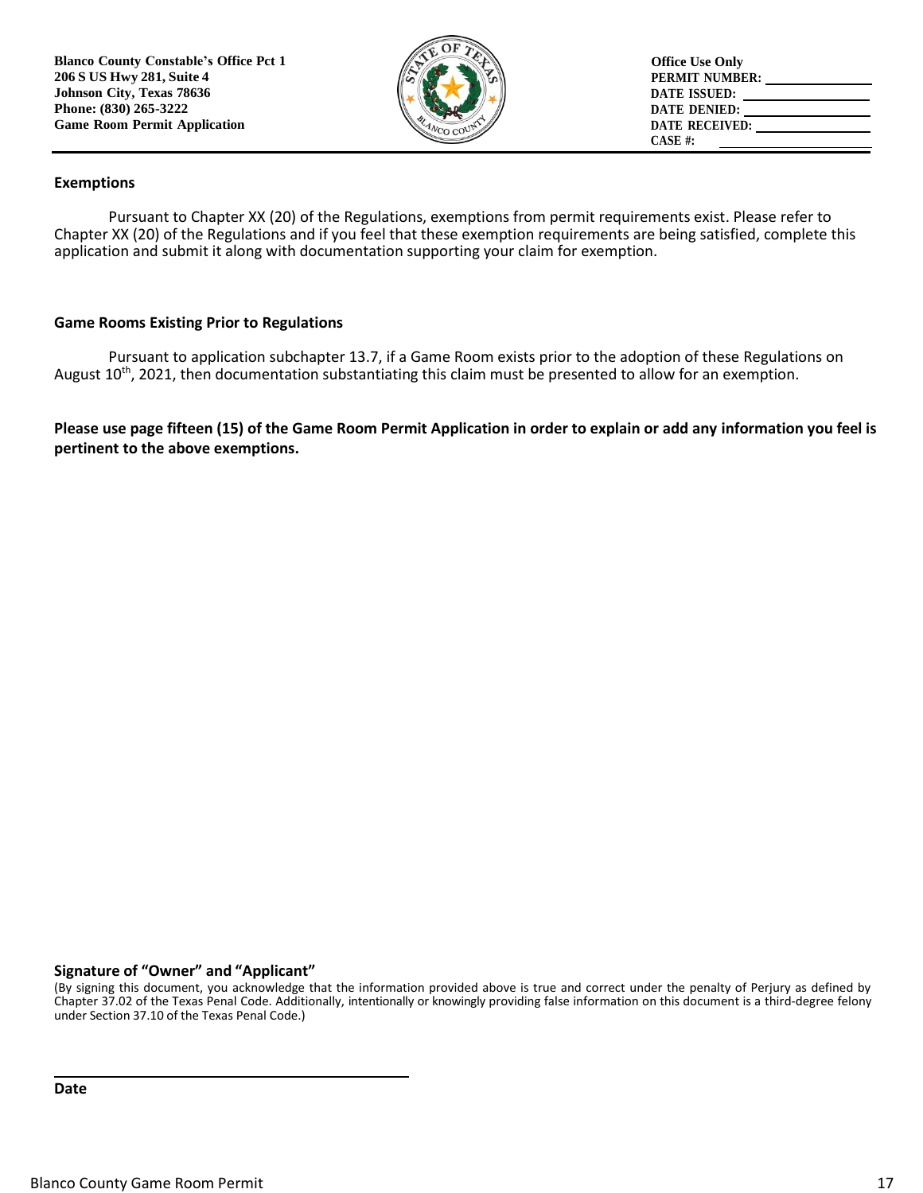**Blanco County Constable's Office Pct 1**
**206 S US Hwy 281, Suite 4**
**Johnson City, Texas 78636**
**Phone: (830) 265-3222**
**Game Room Permit Application**

**Office Use Only**
**PERMIT NUMBER:** ______________
**DATE ISSUED:** ______________
**DATE DENIED:** ______________
**DATE RECEIVED:** ______________
**CASE #:** ______________

### Exemptions

Pursuant to Chapter XX (20) of the Regulations, exemptions from permit requirements exist. Please refer to Chapter XX (20) of the Regulations and if you feel that these exemption requirements are being satisfied, complete this application and submit it along with documentation supporting your claim for exemption.

### Game Rooms Existing Prior to Regulations

Pursuant to application subchapter 13.7, if a Game Room exists prior to the adoption of these Regulations on August 10th, 2021, then documentation substantiating this claim must be presented to allow for an exemption.

**Please use page fifteen (15) of the Game Room Permit Application in order to explain or add any information you feel is pertinent to the above exemptions.**

**Signature of "Owner" and "Applicant"**

(By signing this document, you acknowledge that the information provided above is true and correct under the penalty of Perjury as defined by Chapter 37.02 of the Texas Penal Code. Additionally, intentionally or knowingly providing false information on this document is a third-degree felony under Section 37.10 of the Texas Penal Code.)

______________________________

**Date**